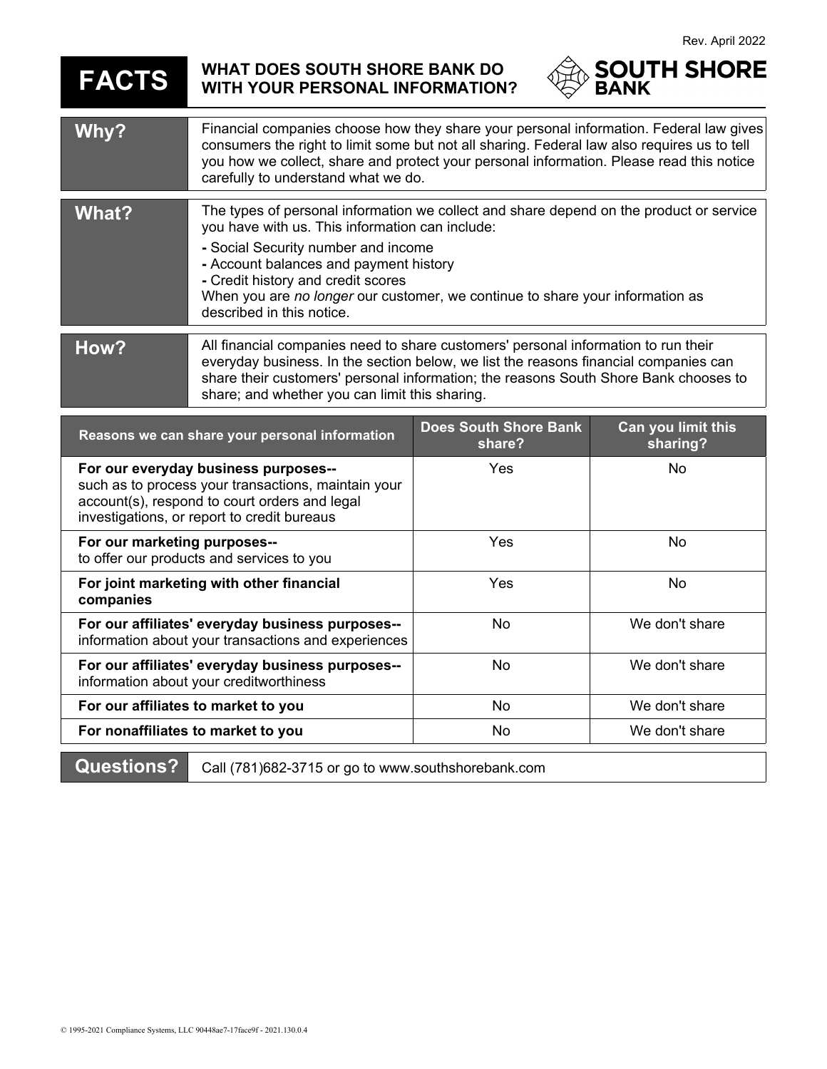Rev. April 2022

# FACTS

## WHAT DOES SOUTH SHORE BANK DO WITH YOUR PERSONAL INFORMATION?

**SOUTH SHORE BANK**

| | |
|---|---|
| **Why?** | Financial companies choose how they share your personal information. Federal law gives consumers the right to limit some but not all sharing. Federal law also requires us to tell you how we collect, share and protect your personal information. Please read this notice carefully to understand what we do. |
| **What?** | The types of personal information we collect and share depend on the product or service you have with us. This information can include:<br>**-** Social Security number and income<br>**-** Account balances and payment history<br>**-** Credit history and credit scores<br>When you are *no longer* our customer, we continue to share your information as described in this notice. |
| **How?** | All financial companies need to share customers' personal information to run their everyday business. In the section below, we list the reasons financial companies can share their customers' personal information; the reasons South Shore Bank chooses to share; and whether you can limit this sharing. |

| Reasons we can share your personal information | Does South Shore Bank share? | Can you limit this sharing? |
|---|---|---|
| **For our everyday business purposes--** such as to process your transactions, maintain your account(s), respond to court orders and legal investigations, or report to credit bureaus | Yes | No |
| **For our marketing purposes--** to offer our products and services to you | Yes | No |
| **For joint marketing with other financial companies** | Yes | No |
| **For our affiliates' everyday business purposes--** information about your transactions and experiences | No | We don't share |
| **For our affiliates' everyday business purposes--** information about your creditworthiness | No | We don't share |
| **For our affiliates to market to you** | No | We don't share |
| **For nonaffiliates to market to you** | No | We don't share |

| | |
|---|---|
| **Questions?** | Call (781)682-3715 or go to www.southshorebank.com |

© 1995-2021 Compliance Systems, LLC 90448ae7-17face9f - 2021.130.0.4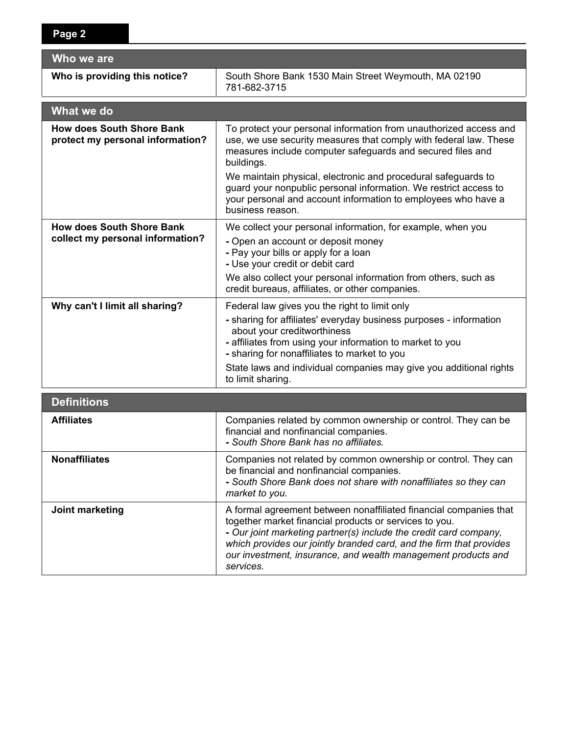## Who we are

| | |
|---|---|
| **Who is providing this notice?** | South Shore Bank 1530 Main Street Weymouth, MA 02190 781-682-3715 |

## What we do

| | |
|---|---|
| **How does South Shore Bank protect my personal information?** | To protect your personal information from unauthorized access and use, we use security measures that comply with federal law. These measures include computer safeguards and secured files and buildings.<br><br>We maintain physical, electronic and procedural safeguards to guard your nonpublic personal information. We restrict access to your personal and account information to employees who have a business reason. |
| **How does South Shore Bank collect my personal information?** | We collect your personal information, for example, when you<br>**-** Open an account or deposit money<br>**-** Pay your bills or apply for a loan<br>**-** Use your credit or debit card<br><br>We also collect your personal information from others, such as credit bureaus, affiliates, or other companies. |
| **Why can't I limit all sharing?** | Federal law gives you the right to limit only<br>**-** sharing for affiliates' everyday business purposes - information about your creditworthiness<br>**-** affiliates from using your information to market to you<br>**-** sharing for nonaffiliates to market to you<br><br>State laws and individual companies may give you additional rights to limit sharing. |

## Definitions

| | |
|---|---|
| **Affiliates** | Companies related by common ownership or control. They can be financial and nonfinancial companies.<br>**-** *South Shore Bank has no affiliates.* |
| **Nonaffiliates** | Companies not related by common ownership or control. They can be financial and nonfinancial companies.<br>**-** *South Shore Bank does not share with nonaffiliates so they can market to you.* |
| **Joint marketing** | A formal agreement between nonaffiliated financial companies that together market financial products or services to you.<br>**-** *Our joint marketing partner(s) include the credit card company, which provides our jointly branded card, and the firm that provides our investment, insurance, and wealth management products and services.* |